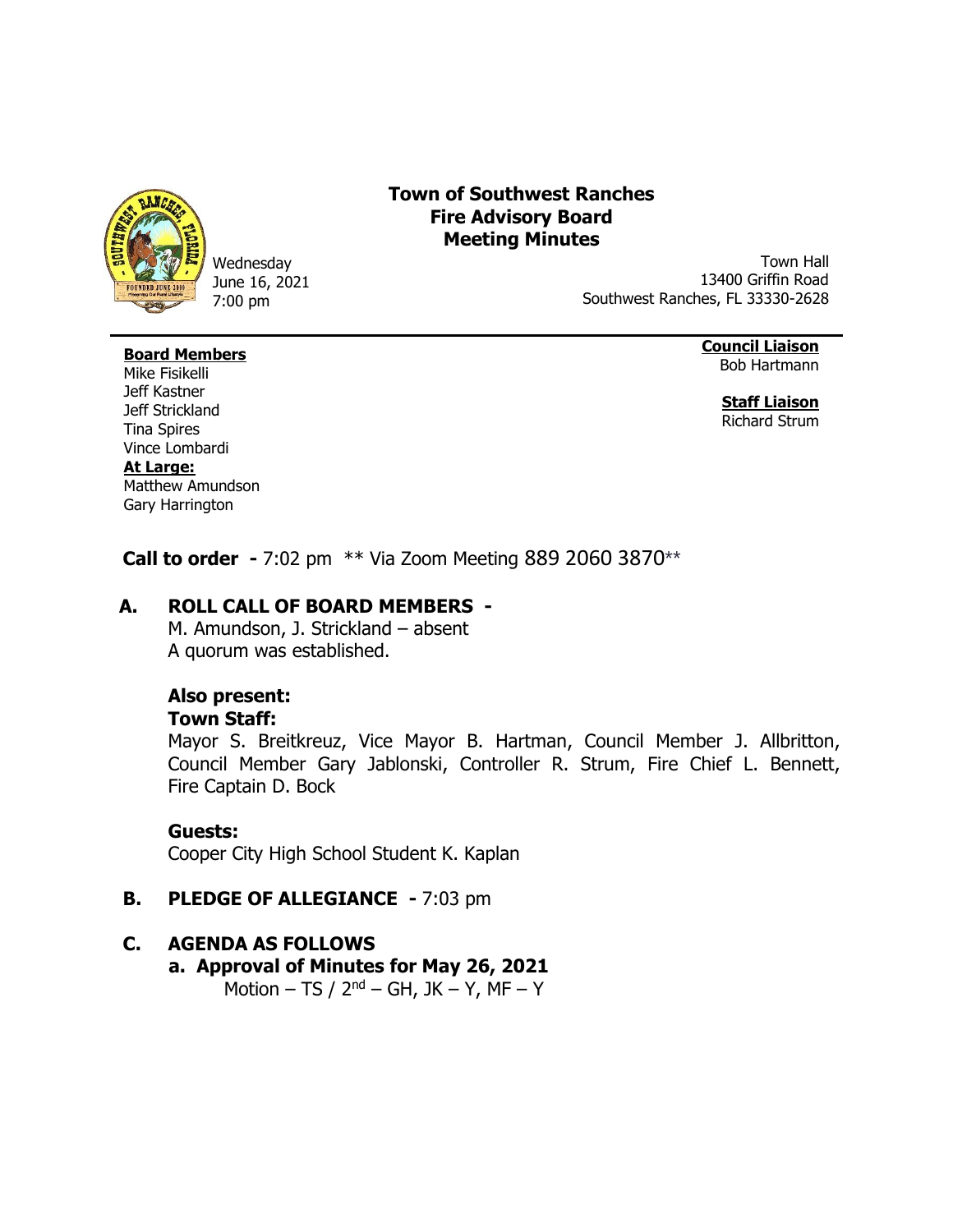# Town of Southwest Ranches
# Fire Advisory Board
# Meeting Minutes

Wednesday
June 16, 2021
7:00 pm

Town Hall
13400 Griffin Road
Southwest Ranches, FL 33330-2628

**Board Members**
Mike Fisikelli
Jeff Kastner
Jeff Strickland
Tina Spires
Vince Lombardi
**At Large:**
Matthew Amundson
Gary Harrington

**Council Liaison**
Bob Hartmann

**Staff Liaison**
Richard Strum

**Call to order -** 7:02 pm ** Via Zoom Meeting 889 2060 3870**

## A. ROLL CALL OF BOARD MEMBERS -

M. Amundson, J. Strickland – absent
A quorum was established.

**Also present:**
**Town Staff:**
Mayor S. Breitkreuz, Vice Mayor B. Hartman, Council Member J. Allbritton, Council Member Gary Jablonski, Controller R. Strum, Fire Chief L. Bennett, Fire Captain D. Bock

**Guests:**
Cooper City High School Student K. Kaplan

## B. PLEDGE OF ALLEGIANCE - 7:03 pm

## C. AGENDA AS FOLLOWS

**a. Approval of Minutes for May 26, 2021**
Motion – TS / 2nd – GH, JK – Y, MF – Y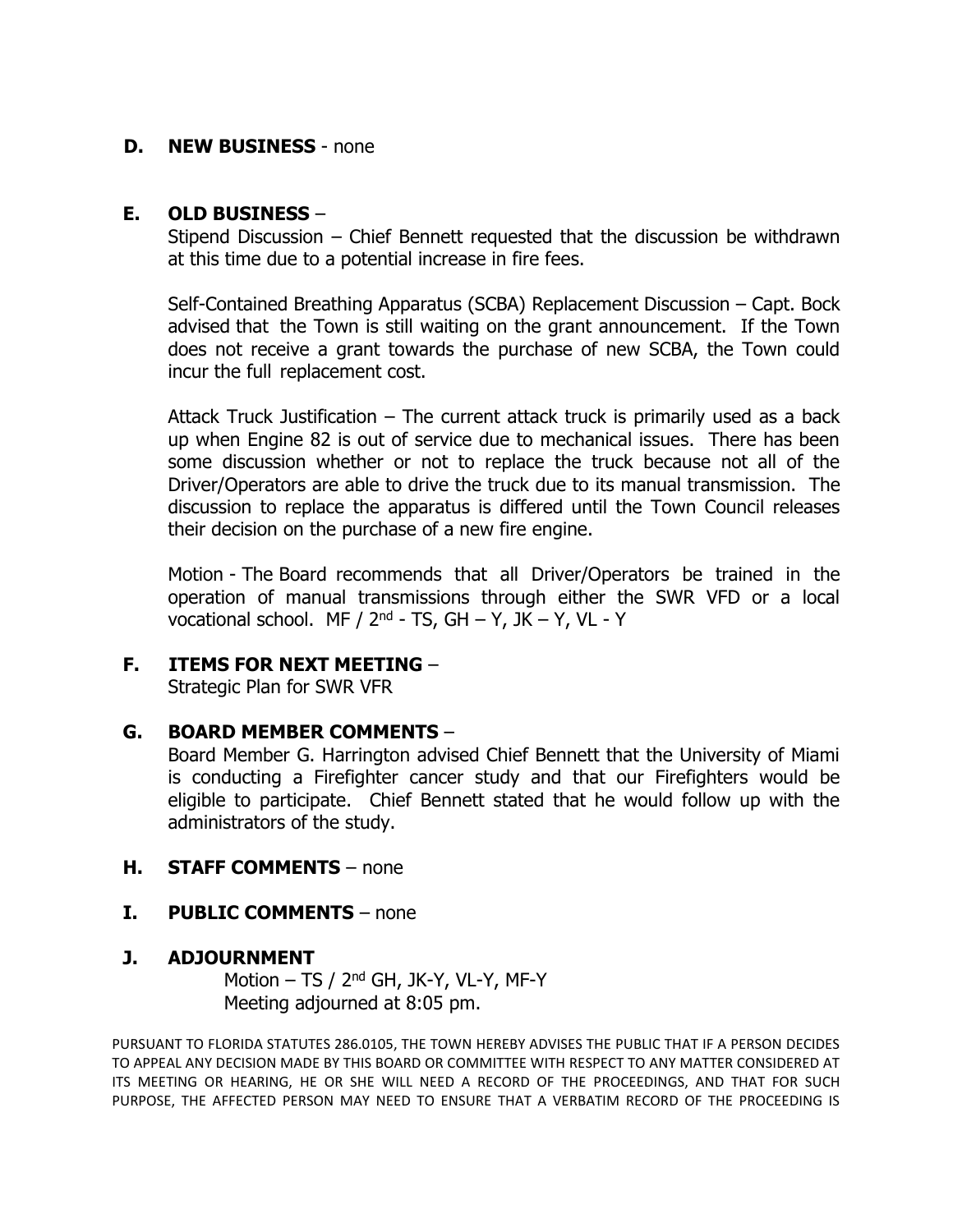**D. NEW BUSINESS** - none

**E. OLD BUSINESS** –

Stipend Discussion – Chief Bennett requested that the discussion be withdrawn at this time due to a potential increase in fire fees.

Self-Contained Breathing Apparatus (SCBA) Replacement Discussion – Capt. Bock advised that the Town is still waiting on the grant announcement. If the Town does not receive a grant towards the purchase of new SCBA, the Town could incur the full replacement cost.

Attack Truck Justification – The current attack truck is primarily used as a back up when Engine 82 is out of service due to mechanical issues. There has been some discussion whether or not to replace the truck because not all of the Driver/Operators are able to drive the truck due to its manual transmission. The discussion to replace the apparatus is differed until the Town Council releases their decision on the purchase of a new fire engine.

Motion - The Board recommends that all Driver/Operators be trained in the operation of manual transmissions through either the SWR VFD or a local vocational school. MF / 2nd - TS, GH – Y, JK – Y, VL - Y

**F. ITEMS FOR NEXT MEETING** –

Strategic Plan for SWR VFR

**G. BOARD MEMBER COMMENTS** –

Board Member G. Harrington advised Chief Bennett that the University of Miami is conducting a Firefighter cancer study and that our Firefighters would be eligible to participate. Chief Bennett stated that he would follow up with the administrators of the study.

**H. STAFF COMMENTS** – none

**I. PUBLIC COMMENTS** – none

**J. ADJOURNMENT**

Motion – TS / 2nd GH, JK-Y, VL-Y, MF-Y
Meeting adjourned at 8:05 pm.

PURSUANT TO FLORIDA STATUTES 286.0105, THE TOWN HEREBY ADVISES THE PUBLIC THAT IF A PERSON DECIDES TO APPEAL ANY DECISION MADE BY THIS BOARD OR COMMITTEE WITH RESPECT TO ANY MATTER CONSIDERED AT ITS MEETING OR HEARING, HE OR SHE WILL NEED A RECORD OF THE PROCEEDINGS, AND THAT FOR SUCH PURPOSE, THE AFFECTED PERSON MAY NEED TO ENSURE THAT A VERBATIM RECORD OF THE PROCEEDING IS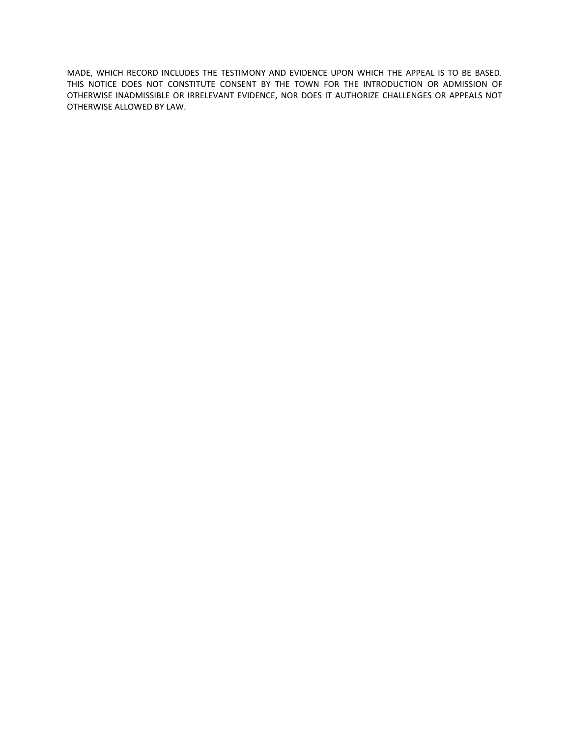MADE, WHICH RECORD INCLUDES THE TESTIMONY AND EVIDENCE UPON WHICH THE APPEAL IS TO BE BASED. THIS NOTICE DOES NOT CONSTITUTE CONSENT BY THE TOWN FOR THE INTRODUCTION OR ADMISSION OF OTHERWISE INADMISSIBLE OR IRRELEVANT EVIDENCE, NOR DOES IT AUTHORIZE CHALLENGES OR APPEALS NOT OTHERWISE ALLOWED BY LAW.